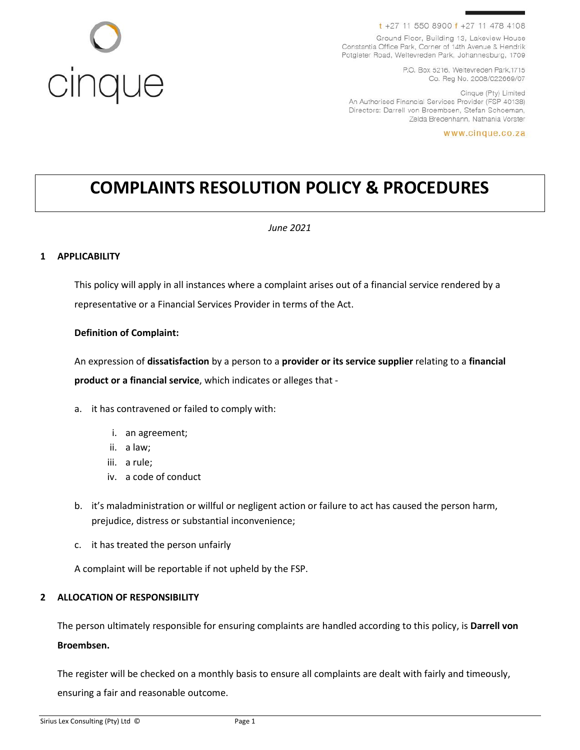cinque

t +27 11 550 8900 f +27 11 478 4108

Ground Floor, Building 13, Lakeview House
Constantia Office Park, Corner of 14th Avenue & Hendrik
Potgieter Road, Weltevreden Park, Johannesburg, 1709

P.O. Box 5216, Weltevreden Park,1715
Co. Reg No. 2008/022669/07

Cinque (Pty) Limited
An Authorised Financial Services Provider (FSP 40138)
Directors: Darrell von Broembsen, Stefan Schoeman,
Zelda Bredenhann, Nathania Vorster

www.cinque.co.za

# COMPLAINTS RESOLUTION POLICY & PROCEDURES

*June 2021*

## 1 APPLICABILITY

This policy will apply in all instances where a complaint arises out of a financial service rendered by a representative or a Financial Services Provider in terms of the Act.

**Definition of Complaint:**

An expression of **dissatisfaction** by a person to a **provider or its service supplier** relating to a **financial product or a financial service**, which indicates or alleges that -

a. it has contravened or failed to comply with:

   i. an agreement;
   ii. a law;
   iii. a rule;
   iv. a code of conduct

b. it's maladministration or willful or negligent action or failure to act has caused the person harm, prejudice, distress or substantial inconvenience;

c. it has treated the person unfairly

A complaint will be reportable if not upheld by the FSP.

## 2 ALLOCATION OF RESPONSIBILITY

The person ultimately responsible for ensuring complaints are handled according to this policy, is **Darrell von Broembsen.**

The register will be checked on a monthly basis to ensure all complaints are dealt with fairly and timeously, ensuring a fair and reasonable outcome.

Sirius Lex Consulting (Pty) Ltd ©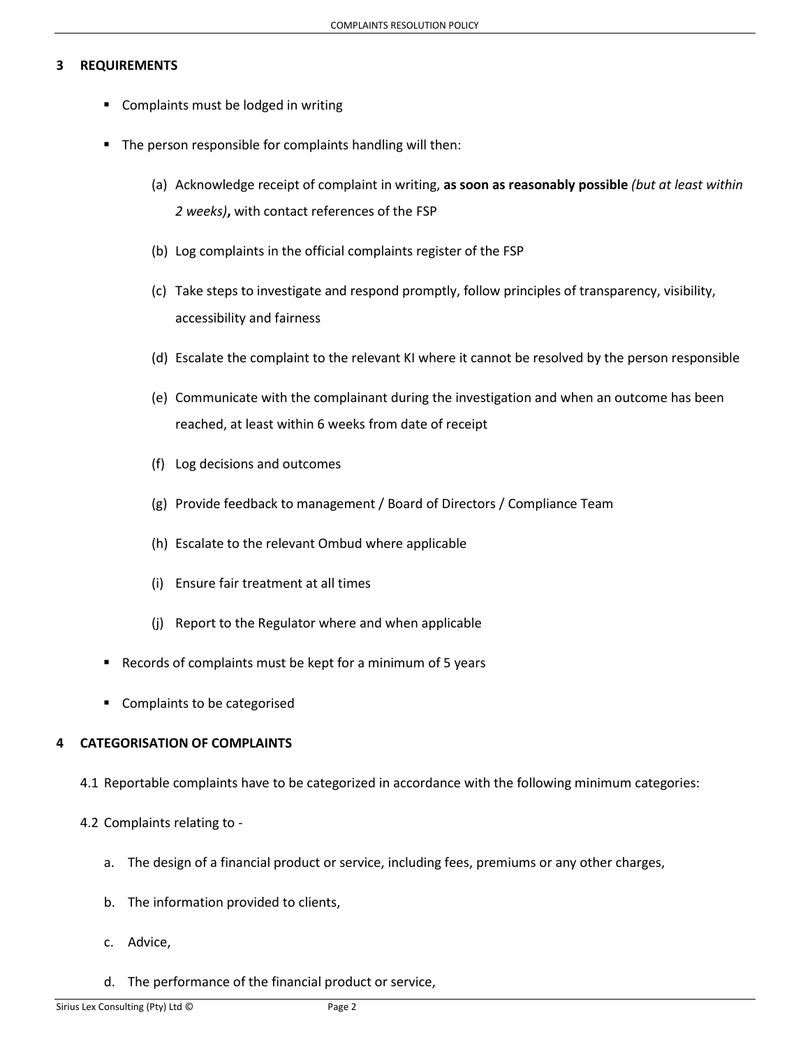## 3 REQUIREMENTS

- Complaints must be lodged in writing
- The person responsible for complaints handling will then:
  - (a) Acknowledge receipt of complaint in writing, **as soon as reasonably possible** *(but at least within 2 weeks)***,** with contact references of the FSP
  - (b) Log complaints in the official complaints register of the FSP
  - (c) Take steps to investigate and respond promptly, follow principles of transparency, visibility, accessibility and fairness
  - (d) Escalate the complaint to the relevant KI where it cannot be resolved by the person responsible
  - (e) Communicate with the complainant during the investigation and when an outcome has been reached, at least within 6 weeks from date of receipt
  - (f) Log decisions and outcomes
  - (g) Provide feedback to management / Board of Directors / Compliance Team
  - (h) Escalate to the relevant Ombud where applicable
  - (i) Ensure fair treatment at all times
  - (j) Report to the Regulator where and when applicable
- Records of complaints must be kept for a minimum of 5 years
- Complaints to be categorised

## 4 CATEGORISATION OF COMPLAINTS

4.1 Reportable complaints have to be categorized in accordance with the following minimum categories:

4.2 Complaints relating to -

a. The design of a financial product or service, including fees, premiums or any other charges,

b. The information provided to clients,

c. Advice,

d. The performance of the financial product or service,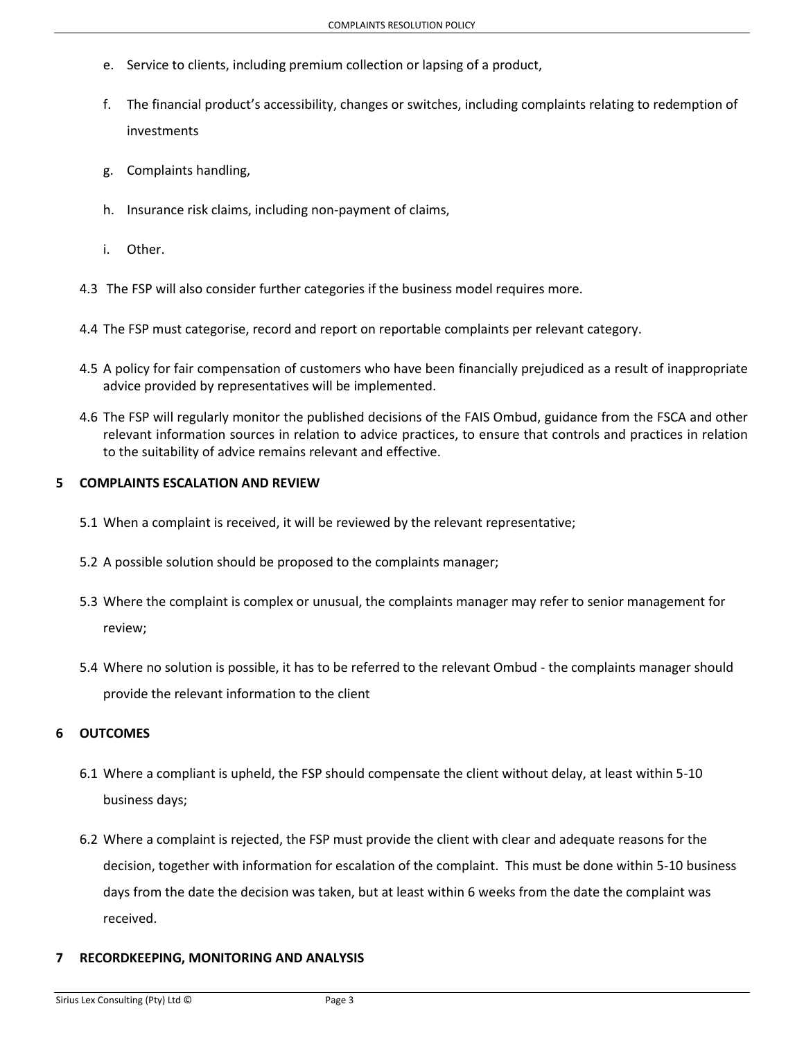e. Service to clients, including premium collection or lapsing of a product,

f. The financial product's accessibility, changes or switches, including complaints relating to redemption of investments

g. Complaints handling,

h. Insurance risk claims, including non-payment of claims,

i. Other.

4.3 The FSP will also consider further categories if the business model requires more.

4.4 The FSP must categorise, record and report on reportable complaints per relevant category.

4.5 A policy for fair compensation of customers who have been financially prejudiced as a result of inappropriate advice provided by representatives will be implemented.

4.6 The FSP will regularly monitor the published decisions of the FAIS Ombud, guidance from the FSCA and other relevant information sources in relation to advice practices, to ensure that controls and practices in relation to the suitability of advice remains relevant and effective.

## 5 COMPLAINTS ESCALATION AND REVIEW

5.1 When a complaint is received, it will be reviewed by the relevant representative;

5.2 A possible solution should be proposed to the complaints manager;

5.3 Where the complaint is complex or unusual, the complaints manager may refer to senior management for review;

5.4 Where no solution is possible, it has to be referred to the relevant Ombud - the complaints manager should provide the relevant information to the client

## 6 OUTCOMES

6.1 Where a compliant is upheld, the FSP should compensate the client without delay, at least within 5-10 business days;

6.2 Where a complaint is rejected, the FSP must provide the client with clear and adequate reasons for the decision, together with information for escalation of the complaint. This must be done within 5-10 business days from the date the decision was taken, but at least within 6 weeks from the date the complaint was received.

## 7 RECORDKEEPING, MONITORING AND ANALYSIS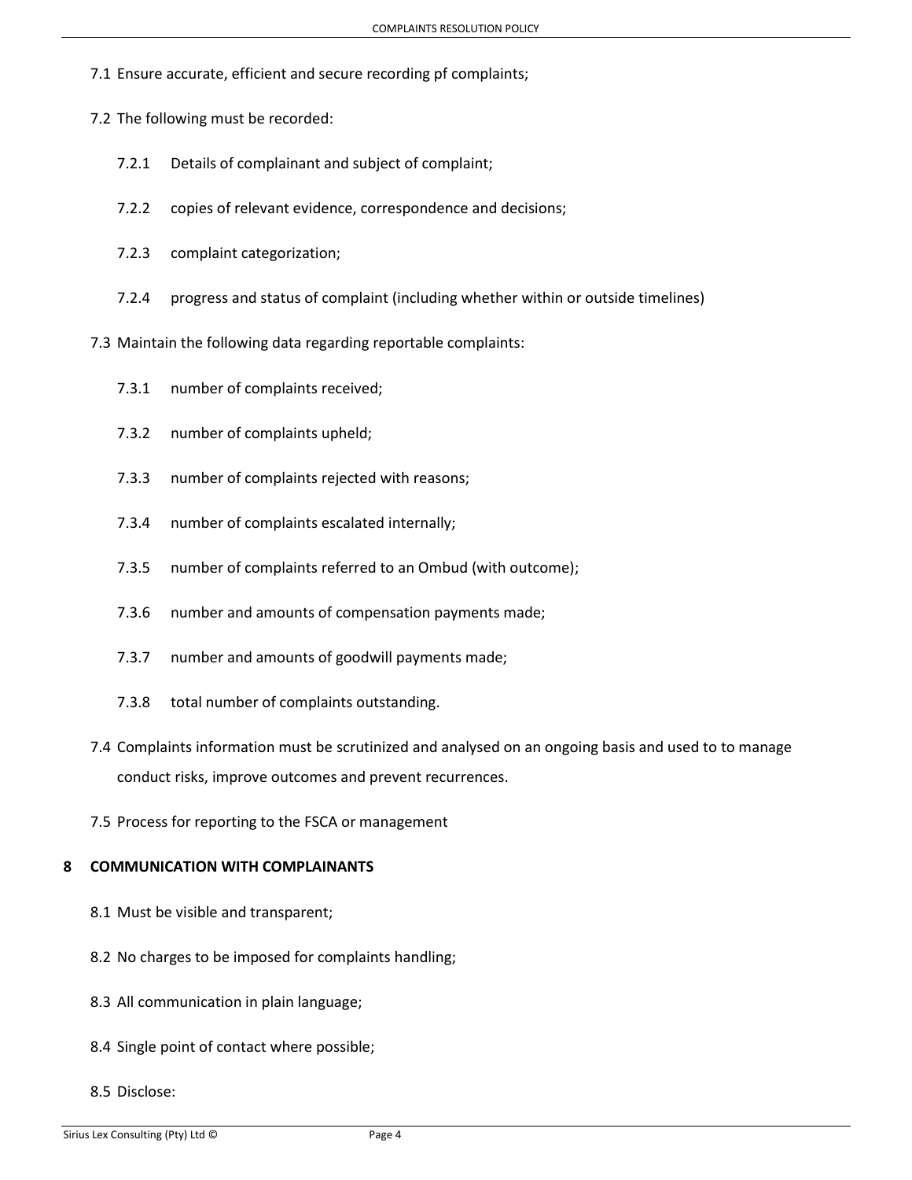7.1 Ensure accurate, efficient and secure recording pf complaints;

7.2 The following must be recorded:

7.2.1 Details of complainant and subject of complaint;

7.2.2 copies of relevant evidence, correspondence and decisions;

7.2.3 complaint categorization;

7.2.4 progress and status of complaint (including whether within or outside timelines)

7.3 Maintain the following data regarding reportable complaints:

7.3.1 number of complaints received;

7.3.2 number of complaints upheld;

7.3.3 number of complaints rejected with reasons;

7.3.4 number of complaints escalated internally;

7.3.5 number of complaints referred to an Ombud (with outcome);

7.3.6 number and amounts of compensation payments made;

7.3.7 number and amounts of goodwill payments made;

7.3.8 total number of complaints outstanding.

7.4 Complaints information must be scrutinized and analysed on an ongoing basis and used to to manage conduct risks, improve outcomes and prevent recurrences.

7.5 Process for reporting to the FSCA or management

## 8 COMMUNICATION WITH COMPLAINANTS

8.1 Must be visible and transparent;

8.2 No charges to be imposed for complaints handling;

8.3 All communication in plain language;

8.4 Single point of contact where possible;

8.5 Disclose: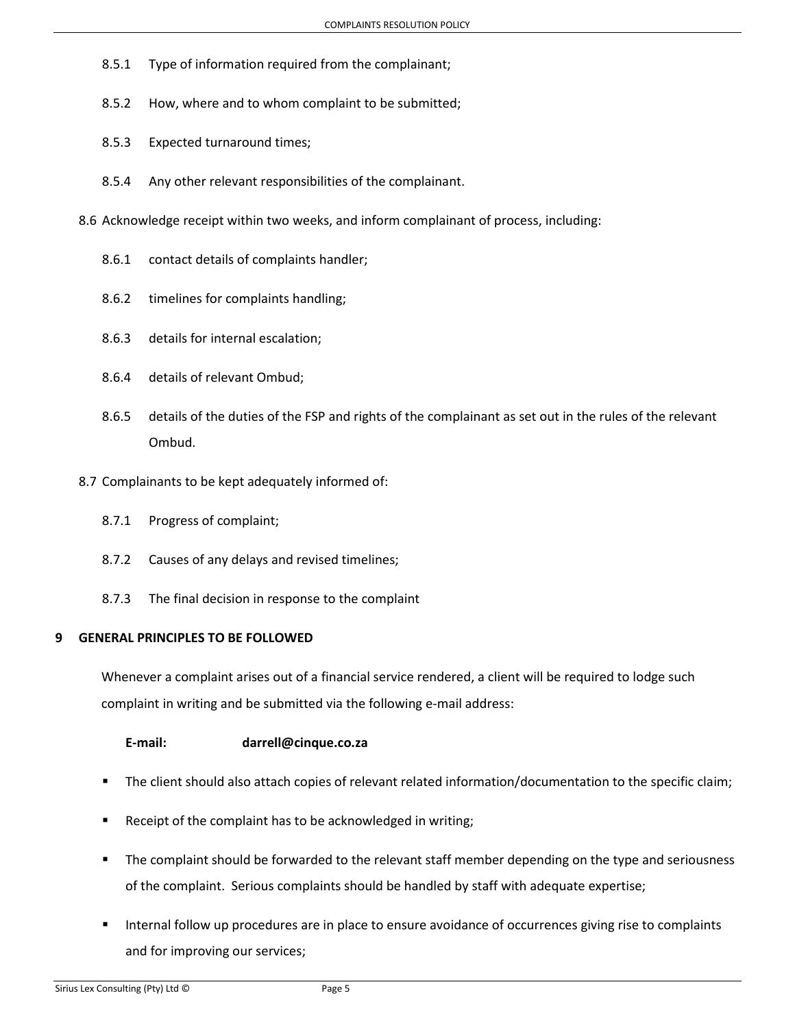8.5.1 Type of information required from the complainant;

8.5.2 How, where and to whom complaint to be submitted;

8.5.3 Expected turnaround times;

8.5.4 Any other relevant responsibilities of the complainant.

8.6 Acknowledge receipt within two weeks, and inform complainant of process, including:

8.6.1 contact details of complaints handler;

8.6.2 timelines for complaints handling;

8.6.3 details for internal escalation;

8.6.4 details of relevant Ombud;

8.6.5 details of the duties of the FSP and rights of the complainant as set out in the rules of the relevant Ombud.

8.7 Complainants to be kept adequately informed of:

8.7.1 Progress of complaint;

8.7.2 Causes of any delays and revised timelines;

8.7.3 The final decision in response to the complaint

## 9 GENERAL PRINCIPLES TO BE FOLLOWED

Whenever a complaint arises out of a financial service rendered, a client will be required to lodge such complaint in writing and be submitted via the following e-mail address:

**E-mail:** **darrell@cinque.co.za**

- The client should also attach copies of relevant related information/documentation to the specific claim;
- Receipt of the complaint has to be acknowledged in writing;
- The complaint should be forwarded to the relevant staff member depending on the type and seriousness of the complaint. Serious complaints should be handled by staff with adequate expertise;
- Internal follow up procedures are in place to ensure avoidance of occurrences giving rise to complaints and for improving our services;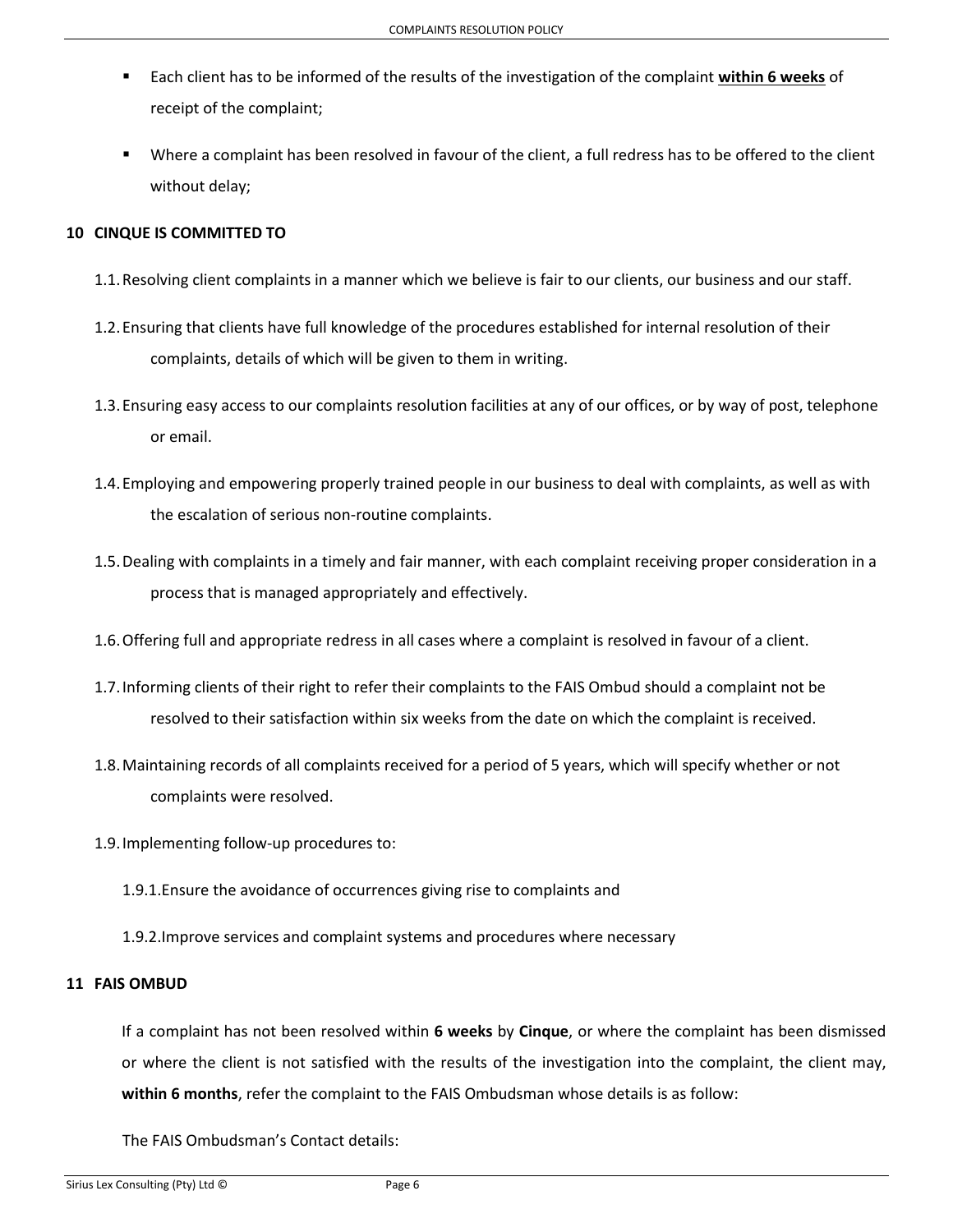- Each client has to be informed of the results of the investigation of the complaint **within 6 weeks** of receipt of the complaint;
- Where a complaint has been resolved in favour of the client, a full redress has to be offered to the client without delay;

## 10 CINQUE IS COMMITTED TO

1.1. Resolving client complaints in a manner which we believe is fair to our clients, our business and our staff.

1.2. Ensuring that clients have full knowledge of the procedures established for internal resolution of their complaints, details of which will be given to them in writing.

1.3. Ensuring easy access to our complaints resolution facilities at any of our offices, or by way of post, telephone or email.

1.4. Employing and empowering properly trained people in our business to deal with complaints, as well as with the escalation of serious non-routine complaints.

1.5. Dealing with complaints in a timely and fair manner, with each complaint receiving proper consideration in a process that is managed appropriately and effectively.

1.6. Offering full and appropriate redress in all cases where a complaint is resolved in favour of a client.

1.7. Informing clients of their right to refer their complaints to the FAIS Ombud should a complaint not be resolved to their satisfaction within six weeks from the date on which the complaint is received.

1.8. Maintaining records of all complaints received for a period of 5 years, which will specify whether or not complaints were resolved.

1.9. Implementing follow-up procedures to:

1.9.1. Ensure the avoidance of occurrences giving rise to complaints and

1.9.2. Improve services and complaint systems and procedures where necessary

## 11 FAIS OMBUD

If a complaint has not been resolved within **6 weeks** by **Cinque**, or where the complaint has been dismissed or where the client is not satisfied with the results of the investigation into the complaint, the client may, **within 6 months**, refer the complaint to the FAIS Ombudsman whose details is as follow:

The FAIS Ombudsman's Contact details: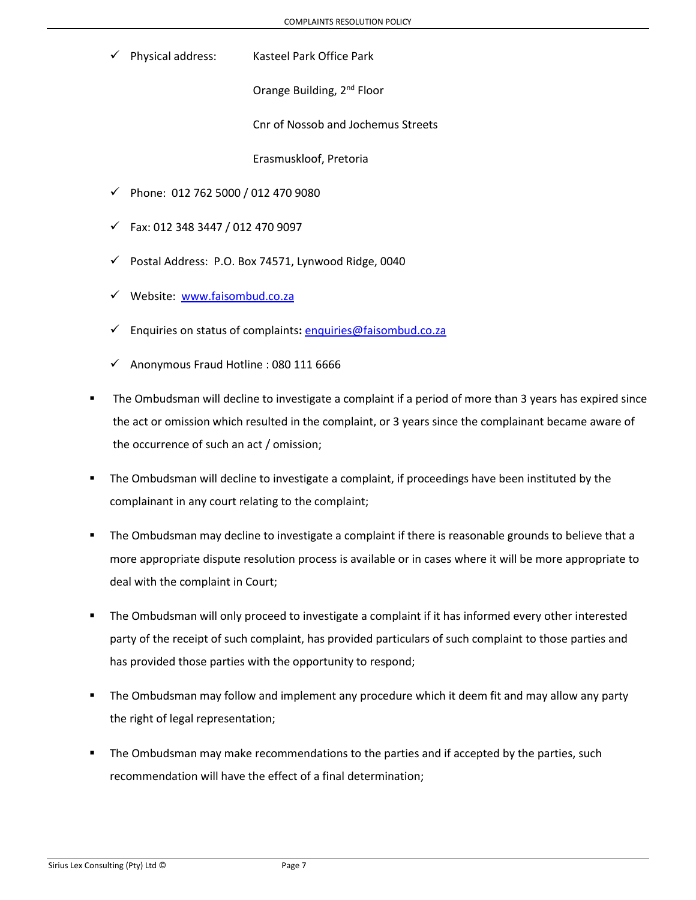- ✓ Physical address: Kasteel Park Office Park

  Orange Building, 2nd Floor

  Cnr of Nossob and Jochemus Streets

  Erasmuskloof, Pretoria

- ✓ Phone: 012 762 5000 / 012 470 9080
- ✓ Fax: 012 348 3447 / 012 470 9097
- ✓ Postal Address: P.O. Box 74571, Lynwood Ridge, 0040
- ✓ Website: [www.faisombud.co.za](http://www.faisombud.co.za)
- ✓ Enquiries on status of complaints**:** [enquiries@faisombud.co.za](mailto:enquiries@faisombud.co.za)
- ✓ Anonymous Fraud Hotline : 080 111 6666

- The Ombudsman will decline to investigate a complaint if a period of more than 3 years has expired since the act or omission which resulted in the complaint, or 3 years since the complainant became aware of the occurrence of such an act / omission;
- The Ombudsman will decline to investigate a complaint, if proceedings have been instituted by the complainant in any court relating to the complaint;
- The Ombudsman may decline to investigate a complaint if there is reasonable grounds to believe that a more appropriate dispute resolution process is available or in cases where it will be more appropriate to deal with the complaint in Court;
- The Ombudsman will only proceed to investigate a complaint if it has informed every other interested party of the receipt of such complaint, has provided particulars of such complaint to those parties and has provided those parties with the opportunity to respond;
- The Ombudsman may follow and implement any procedure which it deem fit and may allow any party the right of legal representation;
- The Ombudsman may make recommendations to the parties and if accepted by the parties, such recommendation will have the effect of a final determination;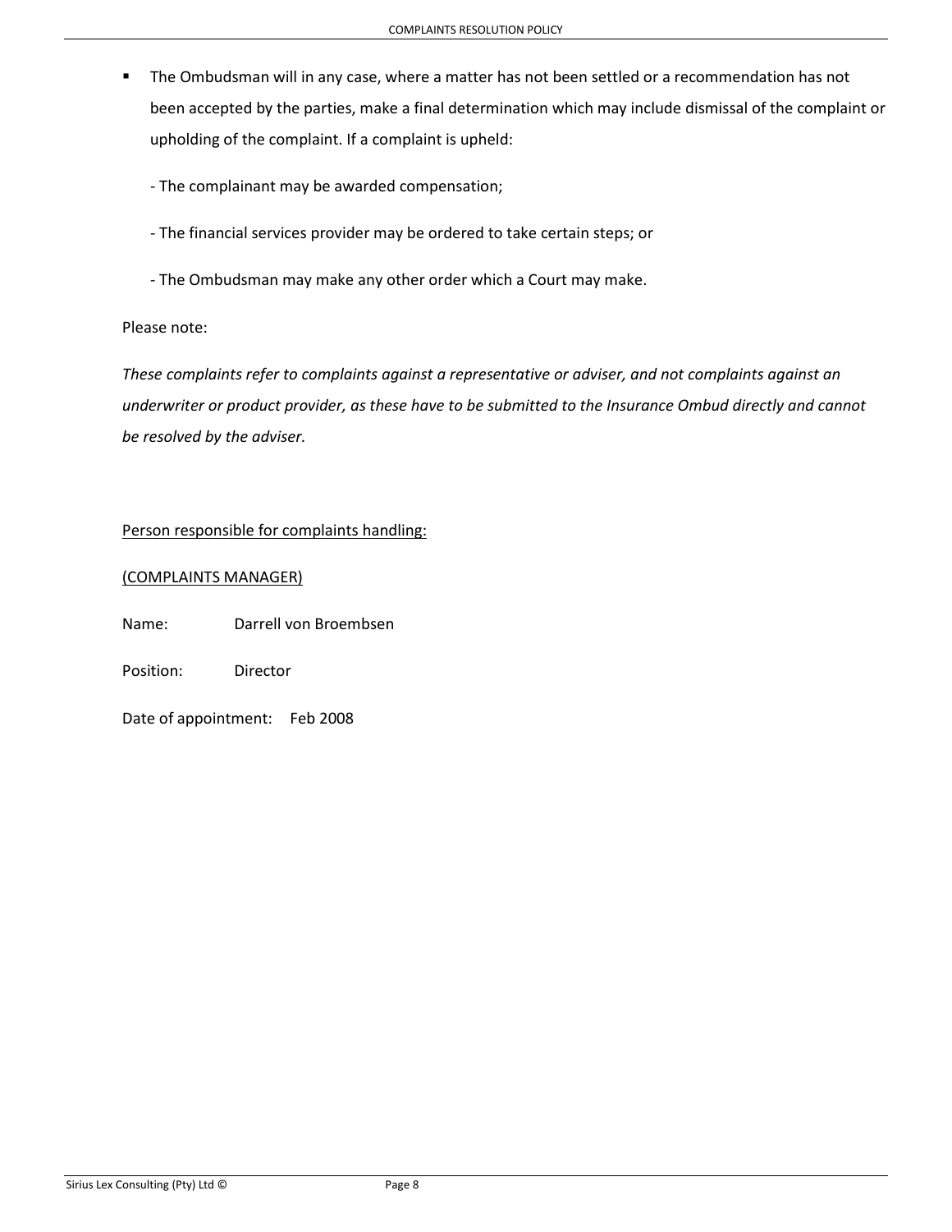- The Ombudsman will in any case, where a matter has not been settled or a recommendation has not been accepted by the parties, make a final determination which may include dismissal of the complaint or upholding of the complaint. If a complaint is upheld:

  - The complainant may be awarded compensation;

  - The financial services provider may be ordered to take certain steps; or

  - The Ombudsman may make any other order which a Court may make.

Please note:

*These complaints refer to complaints against a representative or adviser, and not complaints against an underwriter or product provider, as these have to be submitted to the Insurance Ombud directly and cannot be resolved by the adviser.*

<u>Person responsible for complaints handling:</u>

<u>(COMPLAINTS MANAGER)</u>

Name: Darrell von Broembsen

Position: Director

Date of appointment: Feb 2008